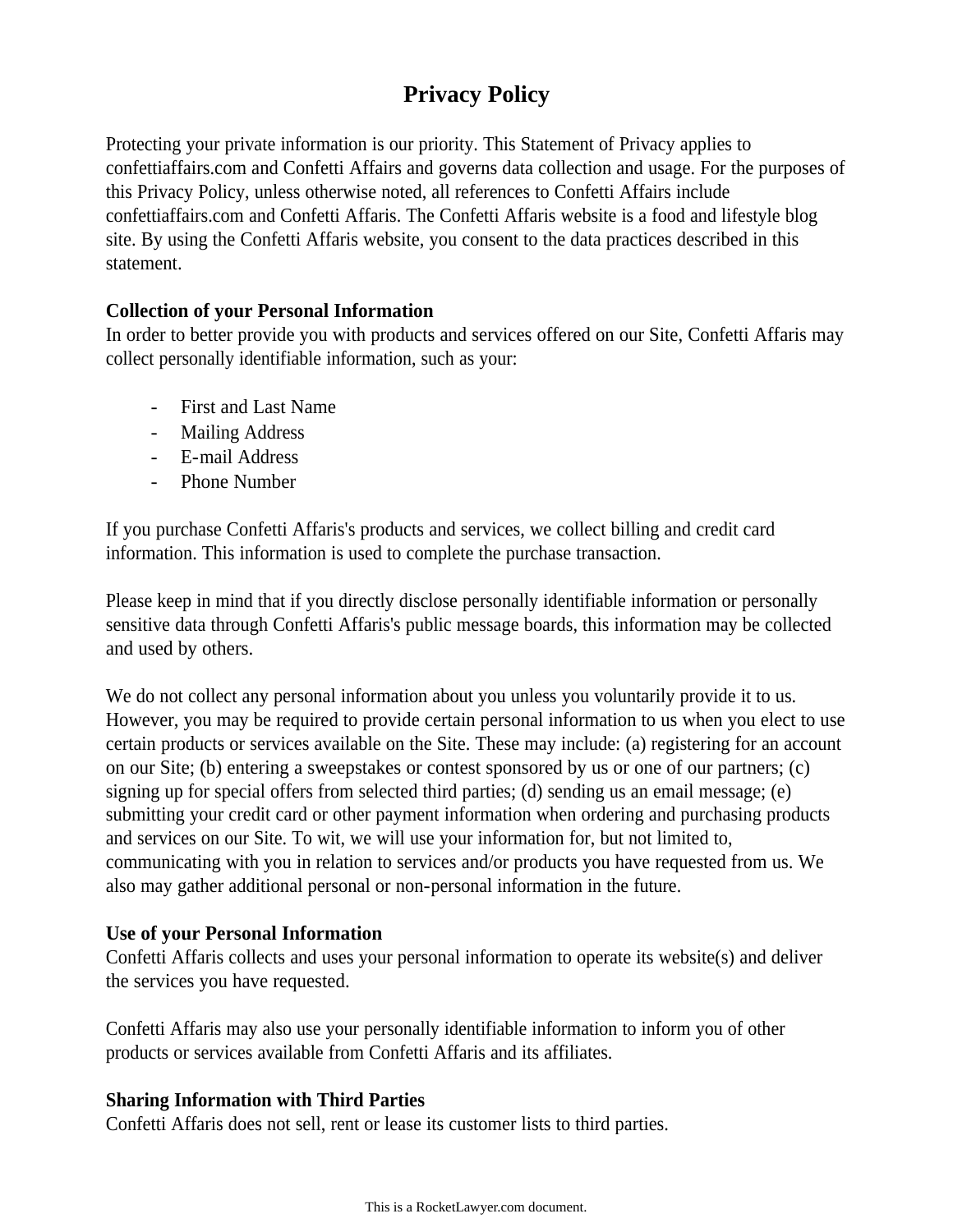# Privacy Policy

Protecting your private information is our priority. This Statement of Privacy applies to confettiaffairs.com and Confetti Affairs and governs data collection and usage. For the purposes of this Privacy Policy, unless otherwise noted, all references to Confetti Affairs include confettiaffairs.com and Confetti Affaris. The Confetti Affaris website is a food and lifestyle blog site. By using the Confetti Affaris website, you consent to the data practices described in this statement.

**Collection of your Personal Information**
In order to better provide you with products and services offered on our Site, Confetti Affaris may collect personally identifiable information, such as your:

- First and Last Name
- Mailing Address
- E-mail Address
- Phone Number

If you purchase Confetti Affaris's products and services, we collect billing and credit card information. This information is used to complete the purchase transaction.

Please keep in mind that if you directly disclose personally identifiable information or personally sensitive data through Confetti Affaris's public message boards, this information may be collected and used by others.

We do not collect any personal information about you unless you voluntarily provide it to us. However, you may be required to provide certain personal information to us when you elect to use certain products or services available on the Site. These may include: (a) registering for an account on our Site; (b) entering a sweepstakes or contest sponsored by us or one of our partners; (c) signing up for special offers from selected third parties; (d) sending us an email message; (e) submitting your credit card or other payment information when ordering and purchasing products and services on our Site. To wit, we will use your information for, but not limited to, communicating with you in relation to services and/or products you have requested from us. We also may gather additional personal or non-personal information in the future.

**Use of your Personal Information**
Confetti Affaris collects and uses your personal information to operate its website(s) and deliver the services you have requested.

Confetti Affaris may also use your personally identifiable information to inform you of other products or services available from Confetti Affaris and its affiliates.

**Sharing Information with Third Parties**
Confetti Affaris does not sell, rent or lease its customer lists to third parties.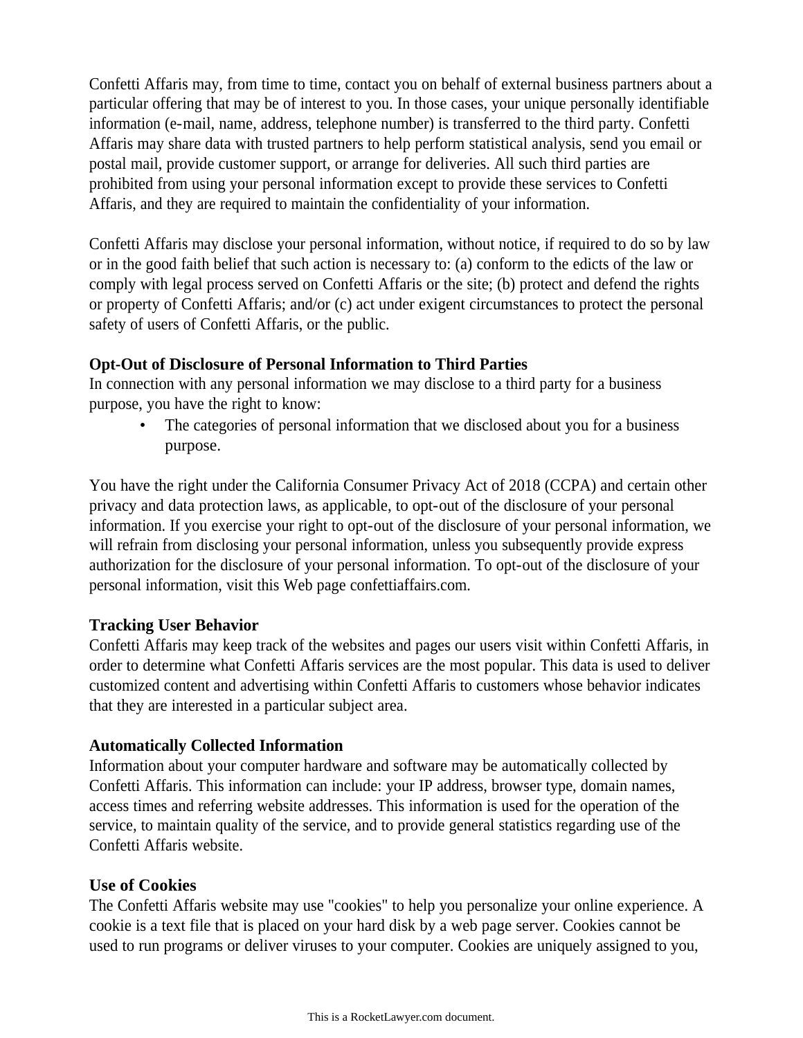Confetti Affaris may, from time to time, contact you on behalf of external business partners about a particular offering that may be of interest to you. In those cases, your unique personally identifiable information (e-mail, name, address, telephone number) is transferred to the third party. Confetti Affaris may share data with trusted partners to help perform statistical analysis, send you email or postal mail, provide customer support, or arrange for deliveries. All such third parties are prohibited from using your personal information except to provide these services to Confetti Affaris, and they are required to maintain the confidentiality of your information.

Confetti Affaris may disclose your personal information, without notice, if required to do so by law or in the good faith belief that such action is necessary to: (a) conform to the edicts of the law or comply with legal process served on Confetti Affaris or the site; (b) protect and defend the rights or property of Confetti Affaris; and/or (c) act under exigent circumstances to protect the personal safety of users of Confetti Affaris, or the public.

**Opt-Out of Disclosure of Personal Information to Third Parties**
In connection with any personal information we may disclose to a third party for a business purpose, you have the right to know:

- The categories of personal information that we disclosed about you for a business purpose.

You have the right under the California Consumer Privacy Act of 2018 (CCPA) and certain other privacy and data protection laws, as applicable, to opt-out of the disclosure of your personal information. If you exercise your right to opt-out of the disclosure of your personal information, we will refrain from disclosing your personal information, unless you subsequently provide express authorization for the disclosure of your personal information. To opt-out of the disclosure of your personal information, visit this Web page confettiaffairs.com.

**Tracking User Behavior**
Confetti Affaris may keep track of the websites and pages our users visit within Confetti Affaris, in order to determine what Confetti Affaris services are the most popular. This data is used to deliver customized content and advertising within Confetti Affaris to customers whose behavior indicates that they are interested in a particular subject area.

**Automatically Collected Information**
Information about your computer hardware and software may be automatically collected by Confetti Affaris. This information can include: your IP address, browser type, domain names, access times and referring website addresses. This information is used for the operation of the service, to maintain quality of the service, and to provide general statistics regarding use of the Confetti Affaris website.

**Use of Cookies**
The Confetti Affaris website may use "cookies" to help you personalize your online experience. A cookie is a text file that is placed on your hard disk by a web page server. Cookies cannot be used to run programs or deliver viruses to your computer. Cookies are uniquely assigned to you,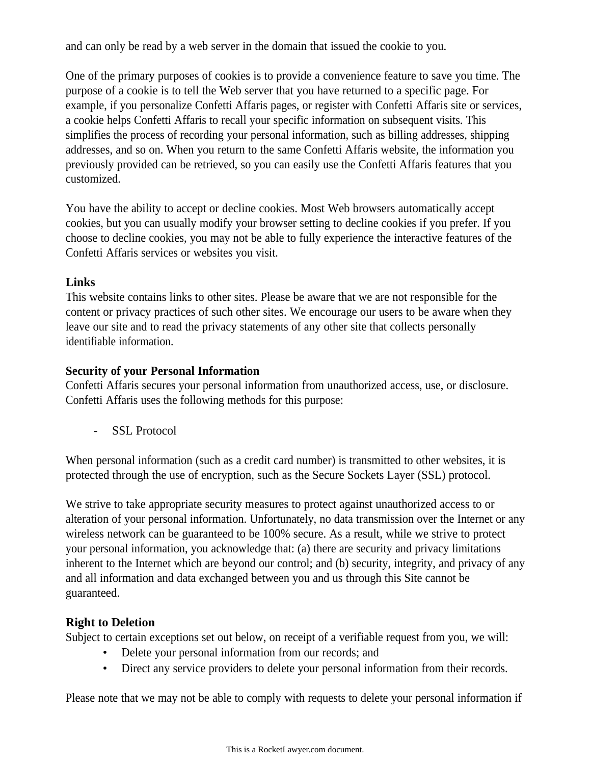and can only be read by a web server in the domain that issued the cookie to you.

One of the primary purposes of cookies is to provide a convenience feature to save you time. The purpose of a cookie is to tell the Web server that you have returned to a specific page. For example, if you personalize Confetti Affaris pages, or register with Confetti Affaris site or services, a cookie helps Confetti Affaris to recall your specific information on subsequent visits. This simplifies the process of recording your personal information, such as billing addresses, shipping addresses, and so on. When you return to the same Confetti Affaris website, the information you previously provided can be retrieved, so you can easily use the Confetti Affaris features that you customized.

You have the ability to accept or decline cookies. Most Web browsers automatically accept cookies, but you can usually modify your browser setting to decline cookies if you prefer. If you choose to decline cookies, you may not be able to fully experience the interactive features of the Confetti Affaris services or websites you visit.

**Links**
This website contains links to other sites. Please be aware that we are not responsible for the content or privacy practices of such other sites. We encourage our users to be aware when they leave our site and to read the privacy statements of any other site that collects personally identifiable information.

**Security of your Personal Information**
Confetti Affaris secures your personal information from unauthorized access, use, or disclosure. Confetti Affaris uses the following methods for this purpose:

- SSL Protocol

When personal information (such as a credit card number) is transmitted to other websites, it is protected through the use of encryption, such as the Secure Sockets Layer (SSL) protocol.

We strive to take appropriate security measures to protect against unauthorized access to or alteration of your personal information. Unfortunately, no data transmission over the Internet or any wireless network can be guaranteed to be 100% secure. As a result, while we strive to protect your personal information, you acknowledge that: (a) there are security and privacy limitations inherent to the Internet which are beyond our control; and (b) security, integrity, and privacy of any and all information and data exchanged between you and us through this Site cannot be guaranteed.

**Right to Deletion**
Subject to certain exceptions set out below, on receipt of a verifiable request from you, we will:

- Delete your personal information from our records; and
- Direct any service providers to delete your personal information from their records.

Please note that we may not be able to comply with requests to delete your personal information if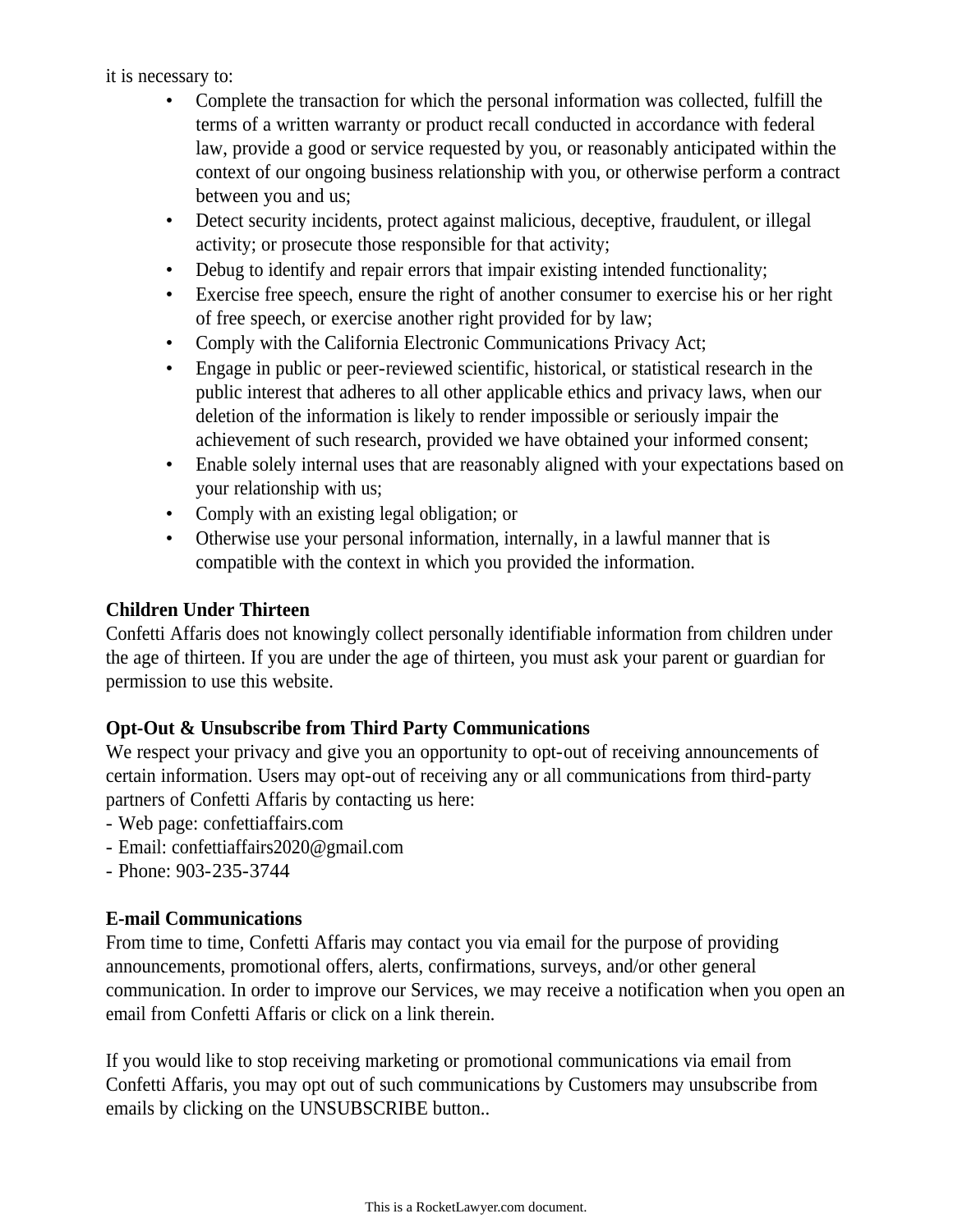it is necessary to:

- Complete the transaction for which the personal information was collected, fulfill the terms of a written warranty or product recall conducted in accordance with federal law, provide a good or service requested by you, or reasonably anticipated within the context of our ongoing business relationship with you, or otherwise perform a contract between you and us;
- Detect security incidents, protect against malicious, deceptive, fraudulent, or illegal activity; or prosecute those responsible for that activity;
- Debug to identify and repair errors that impair existing intended functionality;
- Exercise free speech, ensure the right of another consumer to exercise his or her right of free speech, or exercise another right provided for by law;
- Comply with the California Electronic Communications Privacy Act;
- Engage in public or peer-reviewed scientific, historical, or statistical research in the public interest that adheres to all other applicable ethics and privacy laws, when our deletion of the information is likely to render impossible or seriously impair the achievement of such research, provided we have obtained your informed consent;
- Enable solely internal uses that are reasonably aligned with your expectations based on your relationship with us;
- Comply with an existing legal obligation; or
- Otherwise use your personal information, internally, in a lawful manner that is compatible with the context in which you provided the information.

**Children Under Thirteen**

Confetti Affaris does not knowingly collect personally identifiable information from children under the age of thirteen. If you are under the age of thirteen, you must ask your parent or guardian for permission to use this website.

**Opt-Out & Unsubscribe from Third Party Communications**

We respect your privacy and give you an opportunity to opt-out of receiving announcements of certain information. Users may opt-out of receiving any or all communications from third-party partners of Confetti Affaris by contacting us here:

- Web page: confettiaffairs.com
- Email: confettiaffairs2020@gmail.com
- Phone: 903-235-3744

**E-mail Communications**

From time to time, Confetti Affaris may contact you via email for the purpose of providing announcements, promotional offers, alerts, confirmations, surveys, and/or other general communication. In order to improve our Services, we may receive a notification when you open an email from Confetti Affaris or click on a link therein.

If you would like to stop receiving marketing or promotional communications via email from Confetti Affaris, you may opt out of such communications by Customers may unsubscribe from emails by clicking on the UNSUBSCRIBE button..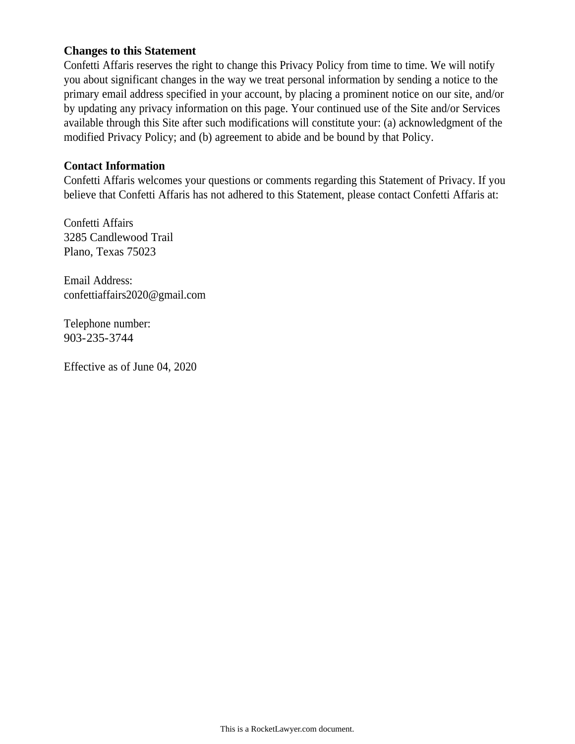**Changes to this Statement**

Confetti Affaris reserves the right to change this Privacy Policy from time to time. We will notify you about significant changes in the way we treat personal information by sending a notice to the primary email address specified in your account, by placing a prominent notice on our site, and/or by updating any privacy information on this page. Your continued use of the Site and/or Services available through this Site after such modifications will constitute your: (a) acknowledgment of the modified Privacy Policy; and (b) agreement to abide and be bound by that Policy.

**Contact Information**

Confetti Affaris welcomes your questions or comments regarding this Statement of Privacy. If you believe that Confetti Affaris has not adhered to this Statement, please contact Confetti Affaris at:

Confetti Affairs
3285 Candlewood Trail
Plano, Texas 75023

Email Address:
confettiaffairs2020@gmail.com

Telephone number:
903-235-3744

Effective as of June 04, 2020

This is a RocketLawyer.com document.